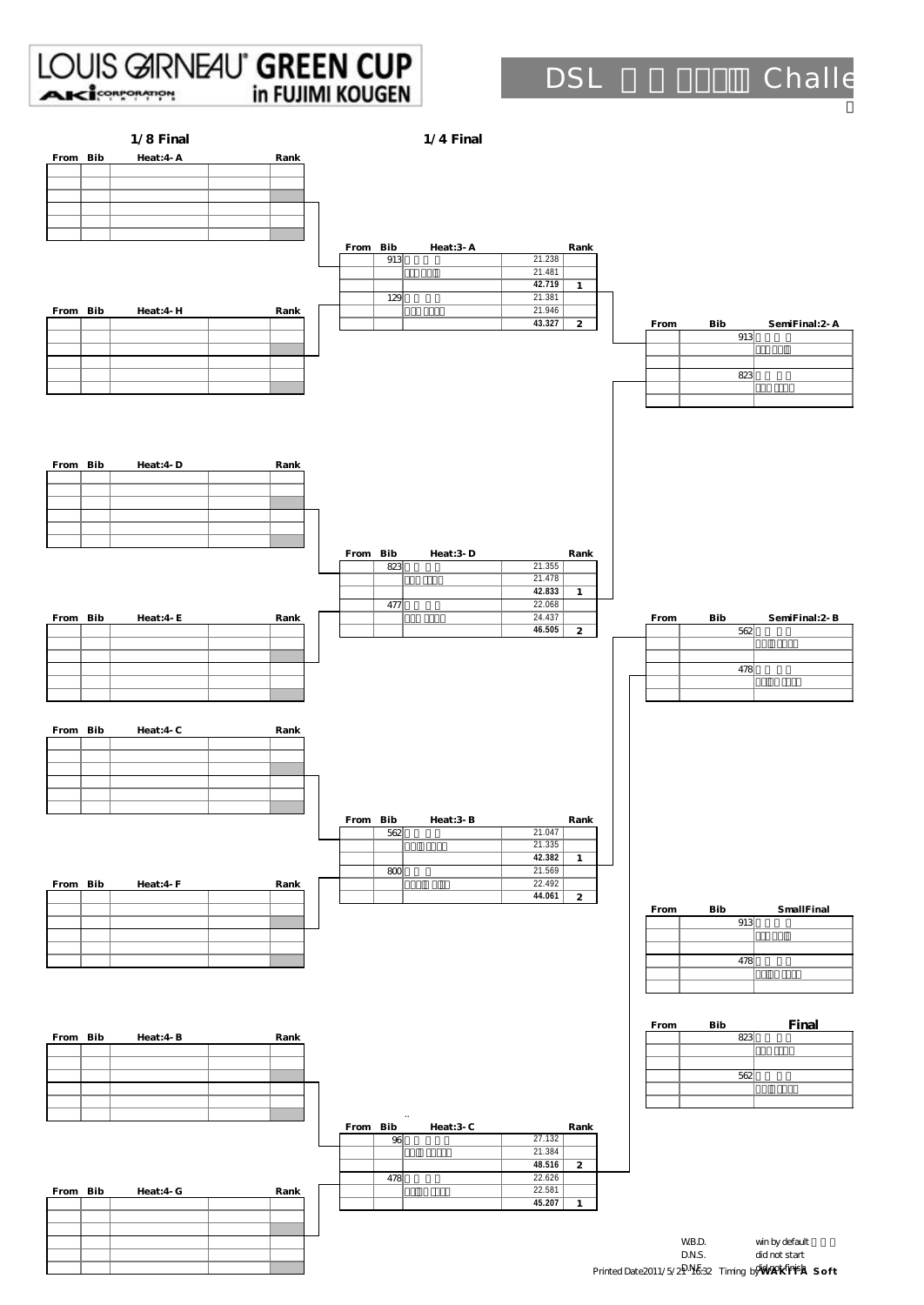# LOUIS GARNEAU GREEN CUP in FUJIMI KOUGEN

AKI CORPORATION

## DSL Challe

### 1/8 Final

| From | Bib | Heat:4-A | | Rank |
|---|---|---|---|---|
| | | | | |

| From | Bib | Heat:4-H | | Rank |
|---|---|---|---|---|
| | | | | |

| From | Bib | Heat:4-D | | Rank |
|---|---|---|---|---|
| | | | | |

| From | Bib | Heat:4-E | | Rank |
|---|---|---|---|---|
| | | | | |

| From | Bib | Heat:4-C | | Rank |
|---|---|---|---|---|
| | | | | |

| From | Bib | Heat:4-F | | Rank |
|---|---|---|---|---|
| | | | | |

| From | Bib | Heat:4-B | | Rank |
|---|---|---|---|---|
| | | | | |

| From | Bib | Heat:4-G | | Rank |
|---|---|---|---|---|
| | | | | |

### 1/4 Final

| From | Bib | Heat:3-A | | Rank |
|---|---|---|---|---|
| | 913 | | 21.238 | |
| | | | 21.481 | |
| | | | 42.719 | 1 |
| | 129 | | 21.381 | |
| | | | 21.946 | |
| | | | 43.327 | 2 |

| From | Bib | Heat:3-D | | Rank |
|---|---|---|---|---|
| | 823 | | 21.355 | |
| | | | 21.478 | |
| | | | 42.833 | 1 |
| | 477 | | 22.068 | |
| | | | 24.437 | |
| | | | 46.505 | 2 |

| From | Bib | Heat:3-B | | Rank |
|---|---|---|---|---|
| | 562 | | 21.047 | |
| | | | 21.335 | |
| | | | 42.382 | 1 |
| | 800 | | 21.569 | |
| | | | 22.492 | |
| | | | 44.061 | 2 |

| From | Bib | Heat:3-C | | Rank |
|---|---|---|---|---|
| | 96 | | 27.132 | |
| | | | 21.384 | |
| | | | 48.516 | 2 |
| | 478 | | 22.626 | |
| | | | 22.581 | |
| | | | 45.207 | 1 |

### SemiFinal

| From | Bib | SemiFinal:2-A |
|---|---|---|
| | 913 | |
| | 823 | |

| From | Bib | SemiFinal:2-B |
|---|---|---|
| | 562 | |
| | 478 | |

| From | Bib | SmallFinal |
|---|---|---|
| | 913 | |
| | 478 | |

| From | Bib | Final |
|---|---|---|
| | 823 | |
| | 562 | |

W.B.D. win by default
D.N.S. did not start
D.N.F. did not finish

Printed Date 2011/5/21 16:32 Timing by WAKITA Soft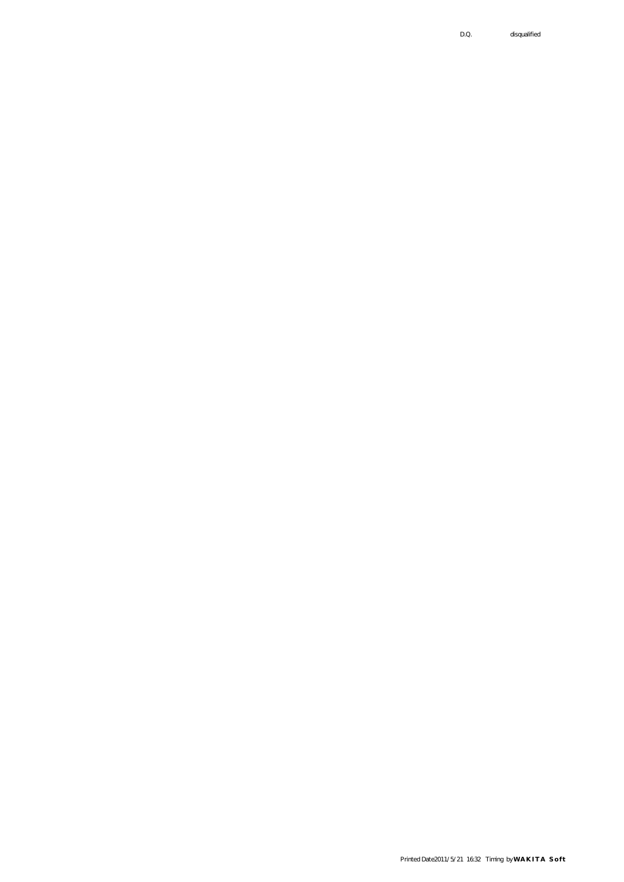D.Q. disqualified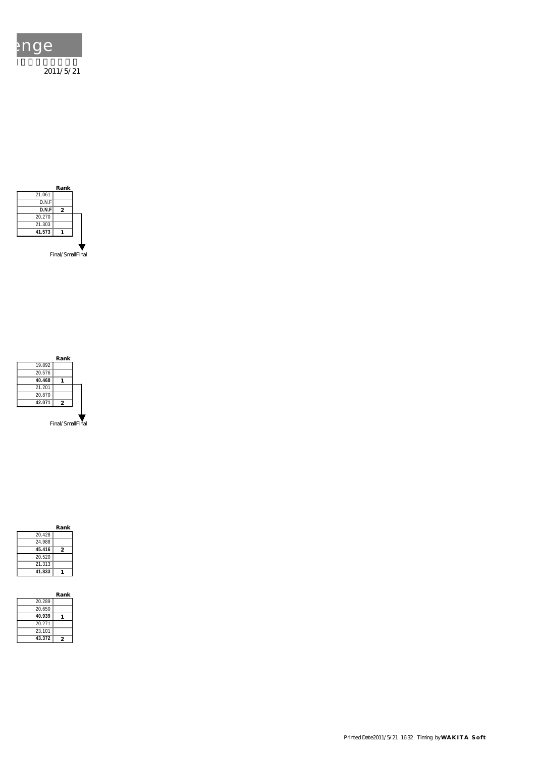enge

2011/5/21

| | Rank |
|---|---|
| 21.061 | |
| D.N.F | |
| **D.N.F** | **2** |
| 20.270 | |
| 21.303 | |
| **41.573** | **1** |

Final/SmallFinal

| | Rank |
|---|---|
| 19.892 | |
| 20.576 | |
| **40.468** | **1** |
| 21.201 | |
| 20.870 | |
| **42.071** | **2** |

Final/SmallFinal

| | Rank |
|---|---|
| 20.428 | |
| 24.988 | |
| **45.416** | **2** |
| 20.520 | |
| 21.313 | |
| **41.833** | **1** |

| | Rank |
|---|---|
| 20.289 | |
| 20.650 | |
| **40.939** | **1** |
| 20.271 | |
| 23.101 | |
| **43.372** | **2** |

Printed Date2011/5/21 16:32 Timing by **WAKITA Soft**